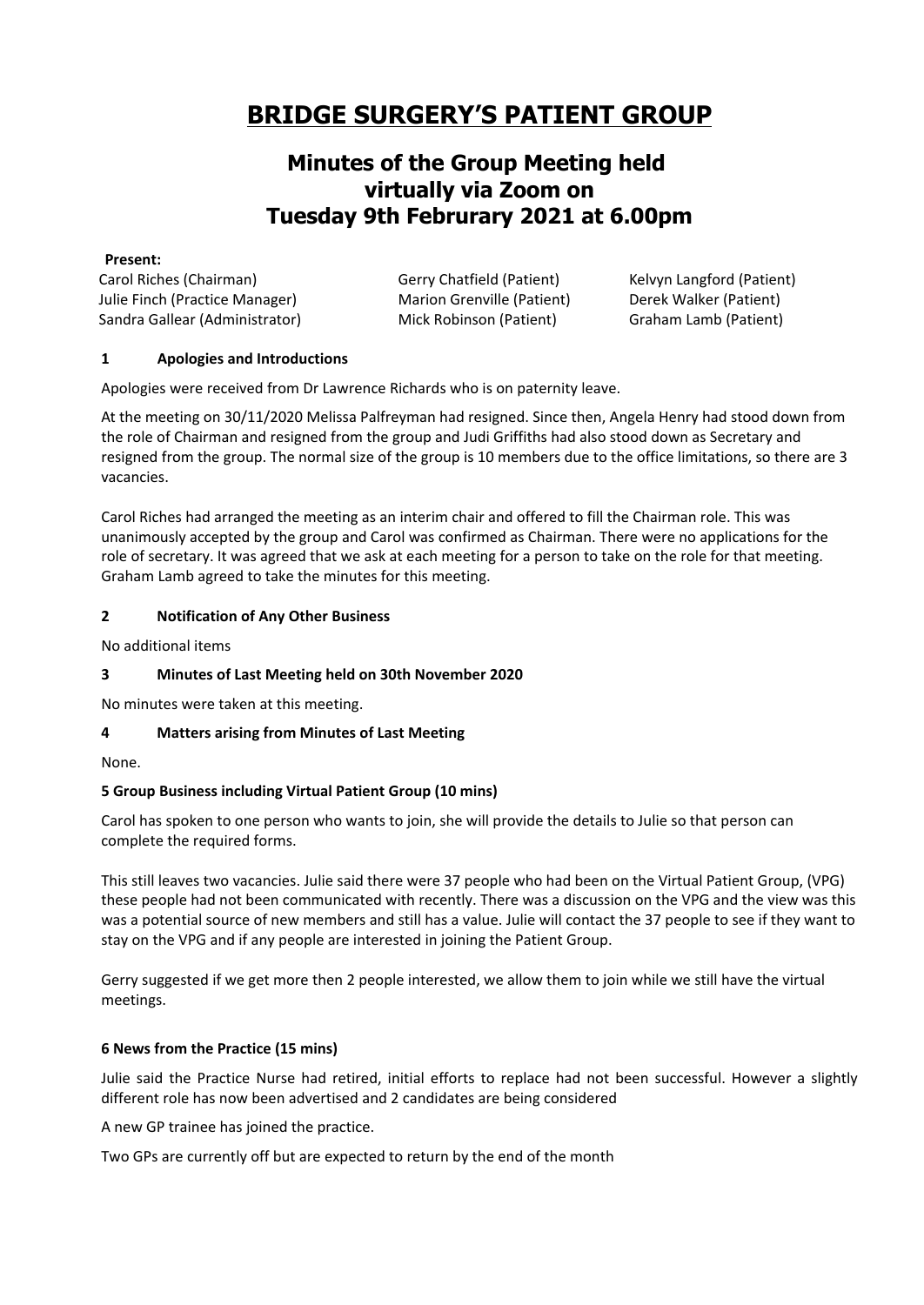# BRIDGE SURGERY'S PATIENT GROUP

## Minutes of the Group Meeting held virtually via Zoom on Tuesday 9th Februrary 2021 at 6.00pm

**Present:**

| | | |
|---|---|---|
| Carol Riches (Chairman) | Gerry Chatfield (Patient) | Kelvyn Langford (Patient) |
| Julie Finch (Practice Manager) | Marion Grenville (Patient) | Derek Walker (Patient) |
| Sandra Gallear (Administrator) | Mick Robinson (Patient) | Graham Lamb (Patient) |

### 1 Apologies and Introductions

Apologies were received from Dr Lawrence Richards who is on paternity leave.

At the meeting on 30/11/2020 Melissa Palfreyman had resigned. Since then, Angela Henry had stood down from the role of Chairman and resigned from the group and Judi Griffiths had also stood down as Secretary and resigned from the group. The normal size of the group is 10 members due to the office limitations, so there are 3 vacancies.

Carol Riches had arranged the meeting as an interim chair and offered to fill the Chairman role. This was unanimously accepted by the group and Carol was confirmed as Chairman. There were no applications for the role of secretary. It was agreed that we ask at each meeting for a person to take on the role for that meeting. Graham Lamb agreed to take the minutes for this meeting.

### 2 Notification of Any Other Business

No additional items

### 3 Minutes of Last Meeting held on 30th November 2020

No minutes were taken at this meeting.

### 4 Matters arising from Minutes of Last Meeting

None.

### 5 Group Business including Virtual Patient Group (10 mins)

Carol has spoken to one person who wants to join, she will provide the details to Julie so that person can complete the required forms.

This still leaves two vacancies. Julie said there were 37 people who had been on the Virtual Patient Group, (VPG) these people had not been communicated with recently. There was a discussion on the VPG and the view was this was a potential source of new members and still has a value. Julie will contact the 37 people to see if they want to stay on the VPG and if any people are interested in joining the Patient Group.

Gerry suggested if we get more then 2 people interested, we allow them to join while we still have the virtual meetings.

### 6 News from the Practice (15 mins)

Julie said the Practice Nurse had retired, initial efforts to replace had not been successful. However a slightly different role has now been advertised and 2 candidates are being considered

A new GP trainee has joined the practice.

Two GPs are currently off but are expected to return by the end of the month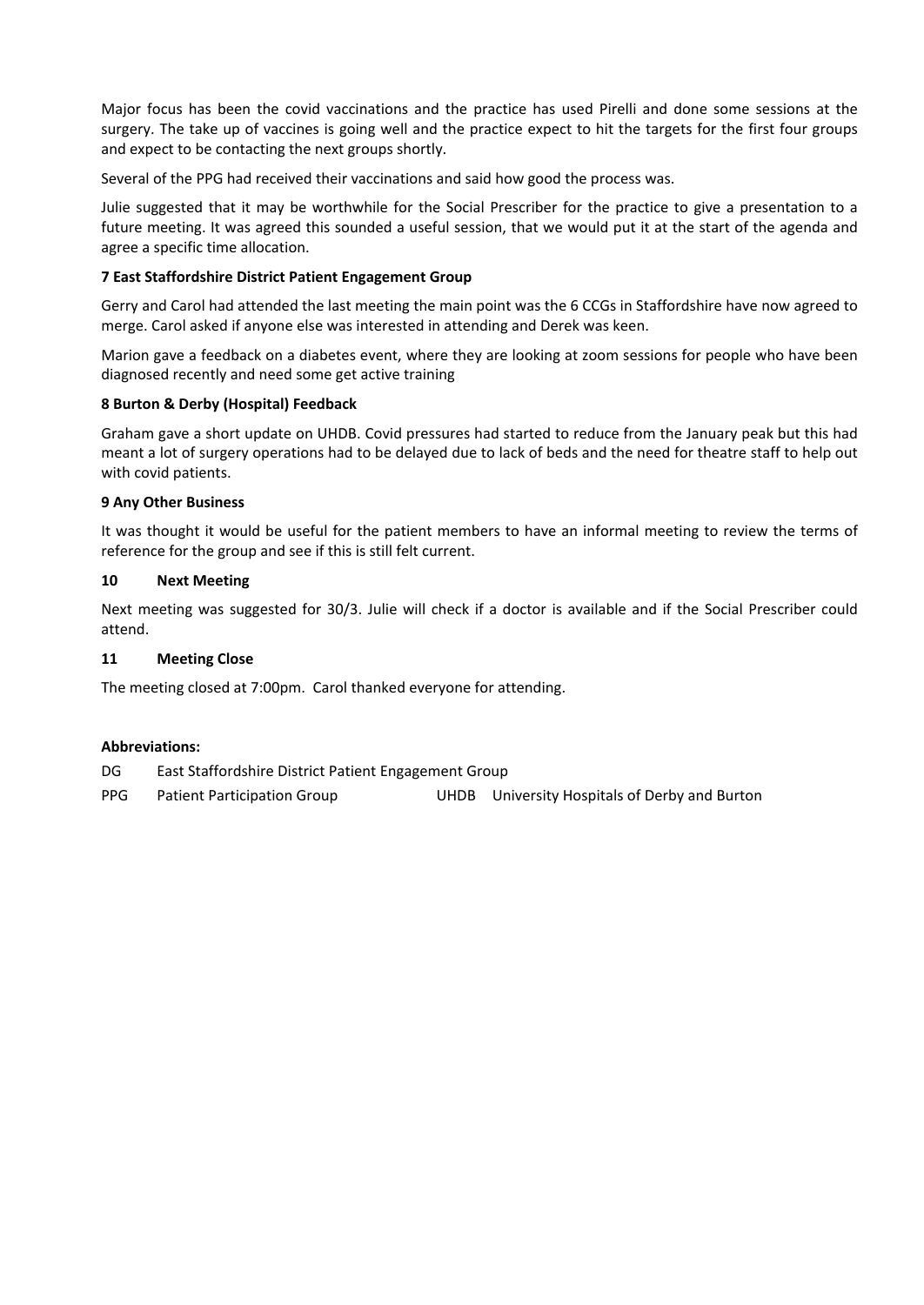Major focus has been the covid vaccinations and the practice has used Pirelli and done some sessions at the surgery. The take up of vaccines is going well and the practice expect to hit the targets for the first four groups and expect to be contacting the next groups shortly.

Several of the PPG had received their vaccinations and said how good the process was.

Julie suggested that it may be worthwhile for the Social Prescriber for the practice to give a presentation to a future meeting. It was agreed this sounded a useful session, that we would put it at the start of the agenda and agree a specific time allocation.

**7 East Staffordshire District Patient Engagement Group**

Gerry and Carol had attended the last meeting the main point was the 6 CCGs in Staffordshire have now agreed to merge. Carol asked if anyone else was interested in attending and Derek was keen.

Marion gave a feedback on a diabetes event, where they are looking at zoom sessions for people who have been diagnosed recently and need some get active training

**8 Burton & Derby (Hospital) Feedback**

Graham gave a short update on UHDB. Covid pressures had started to reduce from the January peak but this had meant a lot of surgery operations had to be delayed due to lack of beds and the need for theatre staff to help out with covid patients.

**9 Any Other Business**

It was thought it would be useful for the patient members to have an informal meeting to review the terms of reference for the group and see if this is still felt current.

**10 Next Meeting**

Next meeting was suggested for 30/3. Julie will check if a doctor is available and if the Social Prescriber could attend.

**11 Meeting Close**

The meeting closed at 7:00pm. Carol thanked everyone for attending.

**Abbreviations:**

DG East Staffordshire District Patient Engagement Group

PPG Patient Participation Group

UHDB University Hospitals of Derby and Burton